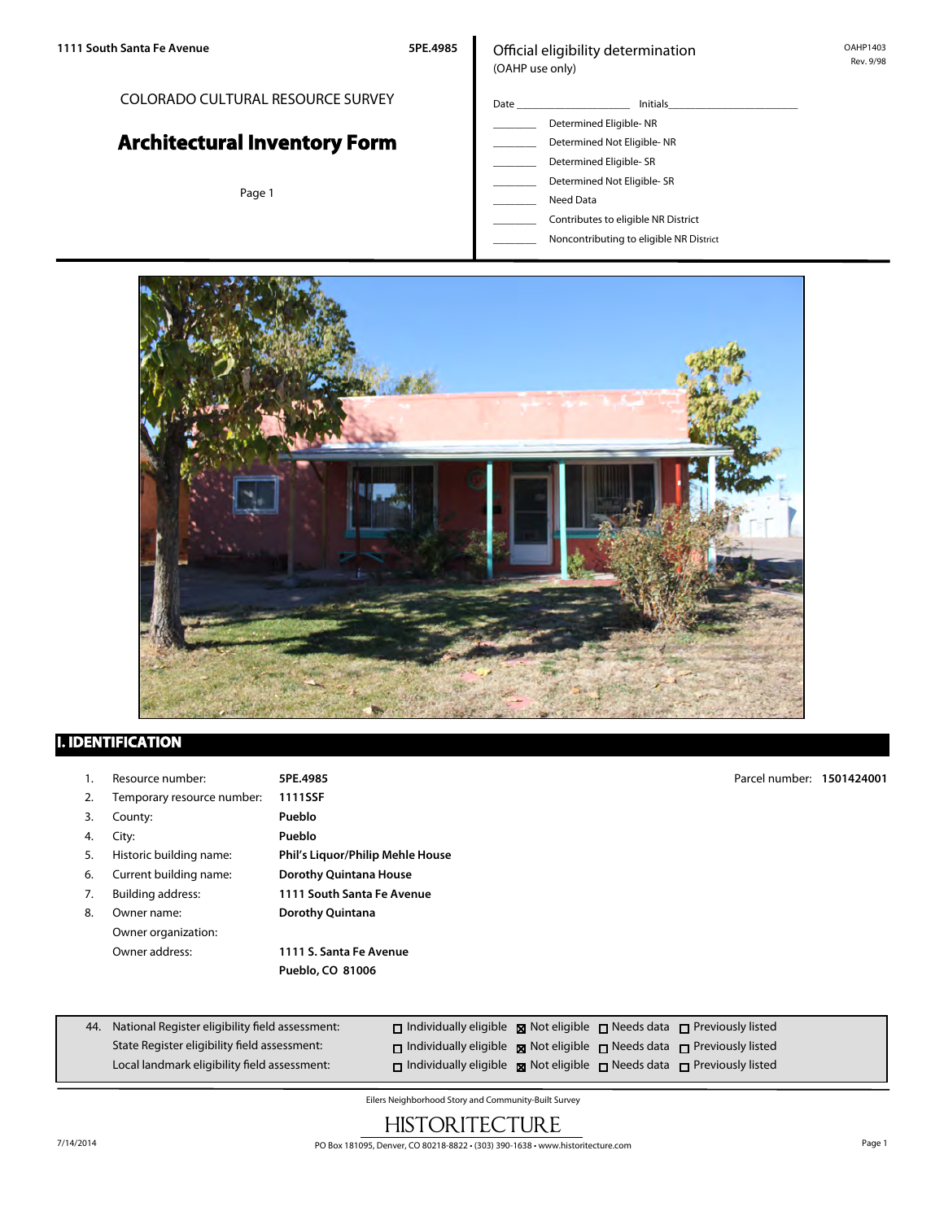1111 South Santa Fe Avenue — 5PE.4985

COLORADO CULTURAL RESOURCE SURVEY

# Architectural Inventory Form

Page 1

Official eligibility determination
(OAHP use only)

OAHP1403
Rev. 9/98

Date ____________________ Initials______________________

________ Determined Eligible- NR
________ Determined Not Eligible- NR
________ Determined Eligible- SR
________ Determined Not Eligible- SR
________ Need Data
________ Contributes to eligible NR District
________ Noncontributing to eligible NR District

## I. IDENTIFICATION

1. Resource number: **5PE.4985**
2. Temporary resource number: **1111SSF**
3. County: **Pueblo**
4. City: **Pueblo**
5. Historic building name: **Phil's Liquor/Philip Mehle House**
6. Current building name: **Dorothy Quintana House**
7. Building address: **1111 South Santa Fe Avenue**
8. Owner name: **Dorothy Quintana**
   Owner organization:
   Owner address: **1111 S. Santa Fe Avenue**
   **Pueblo, CO 81006**

Parcel number: **1501424001**

| 44. | | | | |
|---|---|---|---|---|
| National Register eligibility field assessment: | ☐ Individually eligible | ☒ Not eligible | ☐ Needs data | ☐ Previously listed |
| State Register eligibility field assessment: | ☐ Individually eligible | ☒ Not eligible | ☐ Needs data | ☐ Previously listed |
| Local landmark eligibility field assessment: | ☐ Individually eligible | ☒ Not eligible | ☐ Needs data | ☐ Previously listed |

Eilers Neighborhood Story and Community-Built Survey

HISTORITECTURE

PO Box 181095, Denver, CO 80218-8822 • (303) 390-1638 • www.historitecture.com

7/14/2014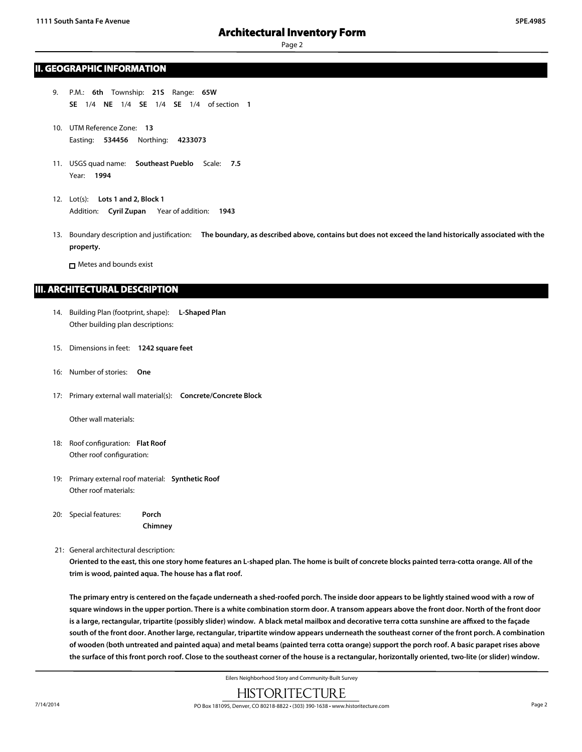## II. GEOGRAPHIC INFORMATION

9. P.M.: **6th** Township: **21S** Range: **65W**
   **SE** 1/4 **NE** 1/4 **SE** 1/4 **SE** 1/4 of section **1**

10. UTM Reference Zone: **13**
    Easting: **534456** Northing: **4233073**

11. USGS quad name: **Southeast Pueblo** Scale: **7.5**
    Year: **1994**

12. Lot(s): **Lots 1 and 2, Block 1**
    Addition: **Cyril Zupan** Year of addition: **1943**

13. Boundary description and justification: **The boundary, as described above, contains but does not exceed the land historically associated with the property.**

    ☐ Metes and bounds exist

## III. ARCHITECTURAL DESCRIPTION

14. Building Plan (footprint, shape): **L-Shaped Plan**
    Other building plan descriptions:

15. Dimensions in feet: **1242 square feet**

16: Number of stories: **One**

17: Primary external wall material(s): **Concrete/Concrete Block**

    Other wall materials:

18: Roof configuration: **Flat Roof**
    Other roof configuration:

19: Primary external roof material: **Synthetic Roof**
    Other roof materials:

20: Special features: **Porch**
    **Chimney**

21: General architectural description:
**Oriented to the east, this one story home features an L-shaped plan. The home is built of concrete blocks painted terra-cotta orange. All of the trim is wood, painted aqua. The house has a flat roof.**

**The primary entry is centered on the façade underneath a shed-roofed porch. The inside door appears to be lightly stained wood with a row of square windows in the upper portion. There is a white combination storm door. A transom appears above the front door. North of the front door is a large, rectangular, tripartite (possibly slider) window. A black metal mailbox and decorative terra cotta sunshine are affixed to the façade south of the front door. Another large, rectangular, tripartite window appears underneath the southeast corner of the front porch. A combination of wooden (both untreated and painted aqua) and metal beams (painted terra cotta orange) support the porch roof. A basic parapet rises above the surface of this front porch roof. Close to the southeast corner of the house is a rectangular, horizontally oriented, two-lite (or slider) window.**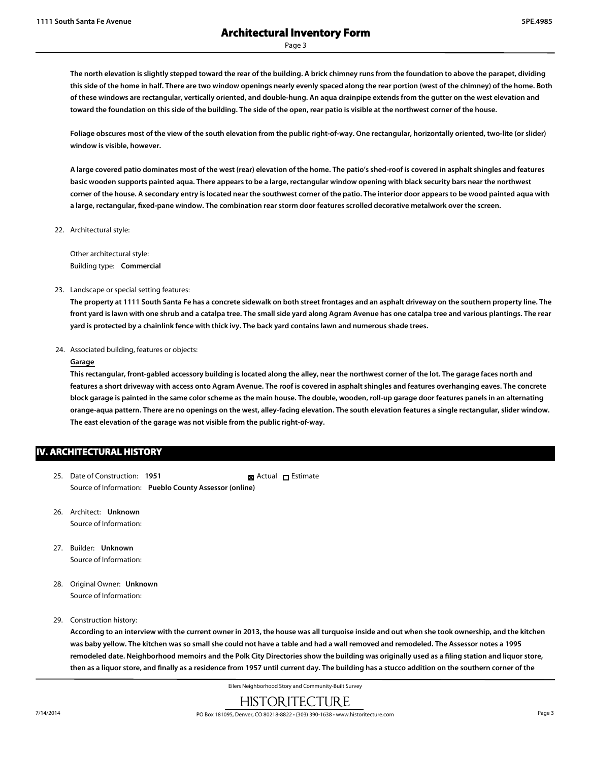**The north elevation is slightly stepped toward the rear of the building. A brick chimney runs from the foundation to above the parapet, dividing this side of the home in half. There are two window openings nearly evenly spaced along the rear portion (west of the chimney) of the home. Both of these windows are rectangular, vertically oriented, and double-hung. An aqua drainpipe extends from the gutter on the west elevation and toward the foundation on this side of the building. The side of the open, rear patio is visible at the northwest corner of the house.**

**Foliage obscures most of the view of the south elevation from the public right-of-way. One rectangular, horizontally oriented, two-lite (or slider) window is visible, however.**

**A large covered patio dominates most of the west (rear) elevation of the home. The patio's shed-roof is covered in asphalt shingles and features basic wooden supports painted aqua. There appears to be a large, rectangular window opening with black security bars near the northwest corner of the house. A secondary entry is located near the southwest corner of the patio. The interior door appears to be wood painted aqua with a large, rectangular, fixed-pane window. The combination rear storm door features scrolled decorative metalwork over the screen.**

22. Architectual style:

    Other architectural style:
    Building type: **Commercial**

23. Landscape or special setting features:

    **The property at 1111 South Santa Fe has a concrete sidewalk on both street frontages and an asphalt driveway on the southern property line. The front yard is lawn with one shrub and a catalpa tree. The small side yard along Agram Avenue has one catalpa tree and various plantings. The rear yard is protected by a chainlink fence with thick ivy. The back yard contains lawn and numerous shade trees.**

24. Associated building, features or objects:

    **Garage**

    **This rectangular, front-gabled accessory building is located along the alley, near the northwest corner of the lot. The garage faces north and features a short driveway with access onto Agram Avenue. The roof is covered in asphalt shingles and features overhanging eaves. The concrete block garage is painted in the same color scheme as the main house. The double, wooden, roll-up garage door features panels in an alternating orange-aqua pattern. There are no openings on the west, alley-facing elevation. The south elevation features a single rectangular, slider window. The east elevation of the garage was not visible from the public right-of-way.**

## IV. ARCHITECTURAL HISTORY

25. Date of Construction: **1951** ☒ Actual ☐ Estimate
    Source of Information: **Pueblo County Assessor (online)**

26. Architect: **Unknown**
    Source of Information:

27. Builder: **Unknown**
    Source of Information:

28. Original Owner: **Unknown**
    Source of Information:

29. Construction history:

    **According to an interview with the current owner in 2013, the house was all turquoise inside and out when she took ownership, and the kitchen was baby yellow. The kitchen was so small she could not have a table and had a wall removed and remodeled. The Assessor notes a 1995 remodeled date. Neighborhood memoirs and the Polk City Directories show the building was originally used as a filing station and liquor store, then as a liquor store, and finally as a residence from 1957 until current day. The building has a stucco addition on the southern corner of the**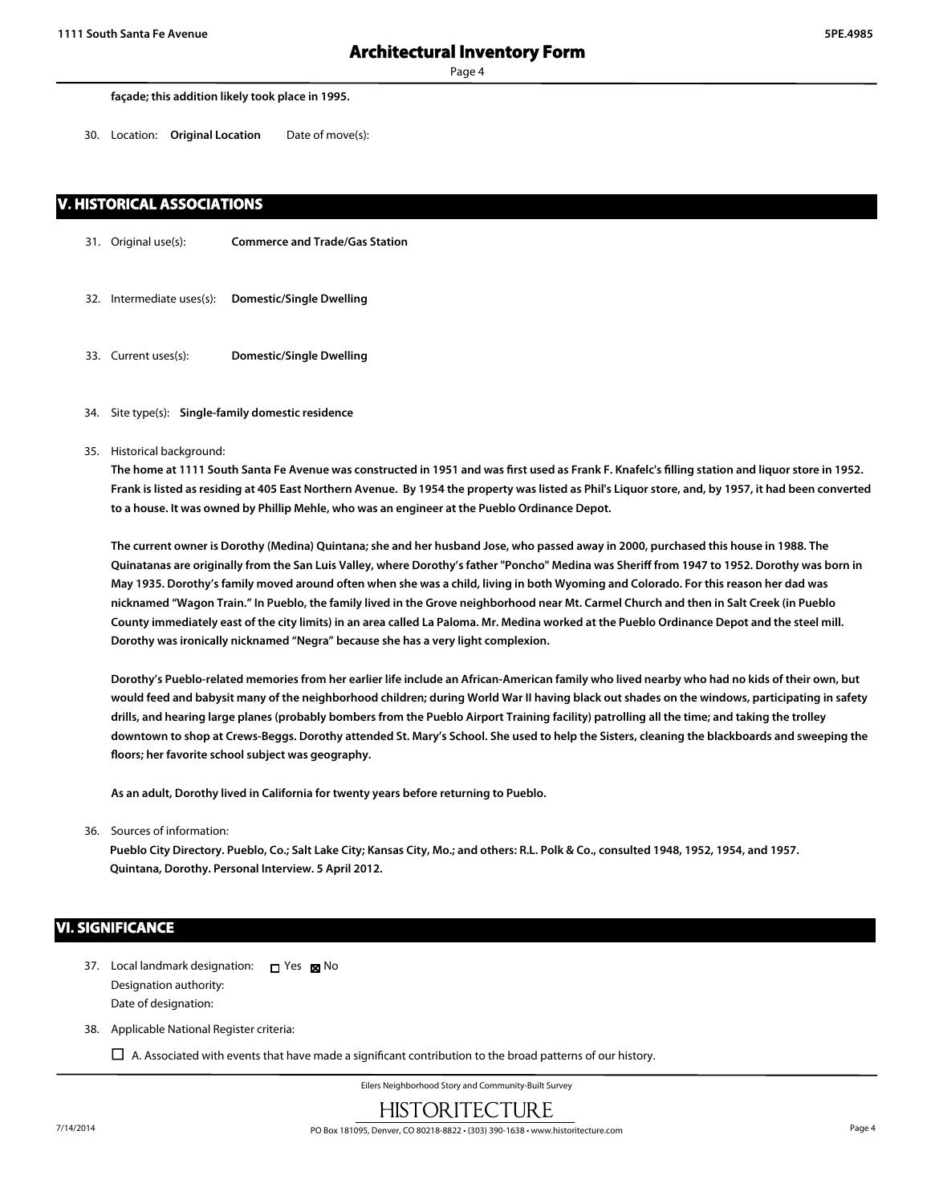**façade; this addition likely took place in 1995.**

30. Location: **Original Location** Date of move(s):

## V. HISTORICAL ASSOCIATIONS

31. Original use(s): **Commerce and Trade/Gas Station**

32. Intermediate uses(s): **Domestic/Single Dwelling**

33. Current uses(s): **Domestic/Single Dwelling**

34. Site type(s): **Single-family domestic residence**

35. Historical background:

**The home at 1111 South Santa Fe Avenue was constructed in 1951 and was first used as Frank F. Knafelc's filling station and liquor store in 1952. Frank is listed as residing at 405 East Northern Avenue. By 1954 the property was listed as Phil's Liquor store, and, by 1957, it had been converted to a house. It was owned by Phillip Mehle, who was an engineer at the Pueblo Ordinance Depot.**

**The current owner is Dorothy (Medina) Quintana; she and her husband Jose, who passed away in 2000, purchased this house in 1988. The Quinatanas are originally from the San Luis Valley, where Dorothy's father "Poncho" Medina was Sheriff from 1947 to 1952. Dorothy was born in May 1935. Dorothy's family moved around often when she was a child, living in both Wyoming and Colorado. For this reason her dad was nicknamed "Wagon Train." In Pueblo, the family lived in the Grove neighborhood near Mt. Carmel Church and then in Salt Creek (in Pueblo County immediately east of the city limits) in an area called La Paloma. Mr. Medina worked at the Pueblo Ordinance Depot and the steel mill. Dorothy was ironically nicknamed "Negra" because she has a very light complexion.**

**Dorothy's Pueblo-related memories from her earlier life include an African-American family who lived nearby who had no kids of their own, but would feed and babysit many of the neighborhood children; during World War II having black out shades on the windows, participating in safety drills, and hearing large planes (probably bombers from the Pueblo Airport Training facility) patrolling all the time; and taking the trolley downtown to shop at Crews-Beggs. Dorothy attended St. Mary's School. She used to help the Sisters, cleaning the blackboards and sweeping the floors; her favorite school subject was geography.**

**As an adult, Dorothy lived in California for twenty years before returning to Pueblo.**

36. Sources of information:

**Pueblo City Directory. Pueblo, Co.; Salt Lake City; Kansas City, Mo.; and others: R.L. Polk & Co., consulted 1948, 1952, 1954, and 1957.**
**Quintana, Dorothy. Personal Interview. 5 April 2012.**

## VI. SIGNIFICANCE

37. Local landmark designation: ☐ Yes ☒ No
Designation authority:
Date of designation:

38. Applicable National Register criteria:

☐ A. Associated with events that have made a significant contribution to the broad patterns of our history.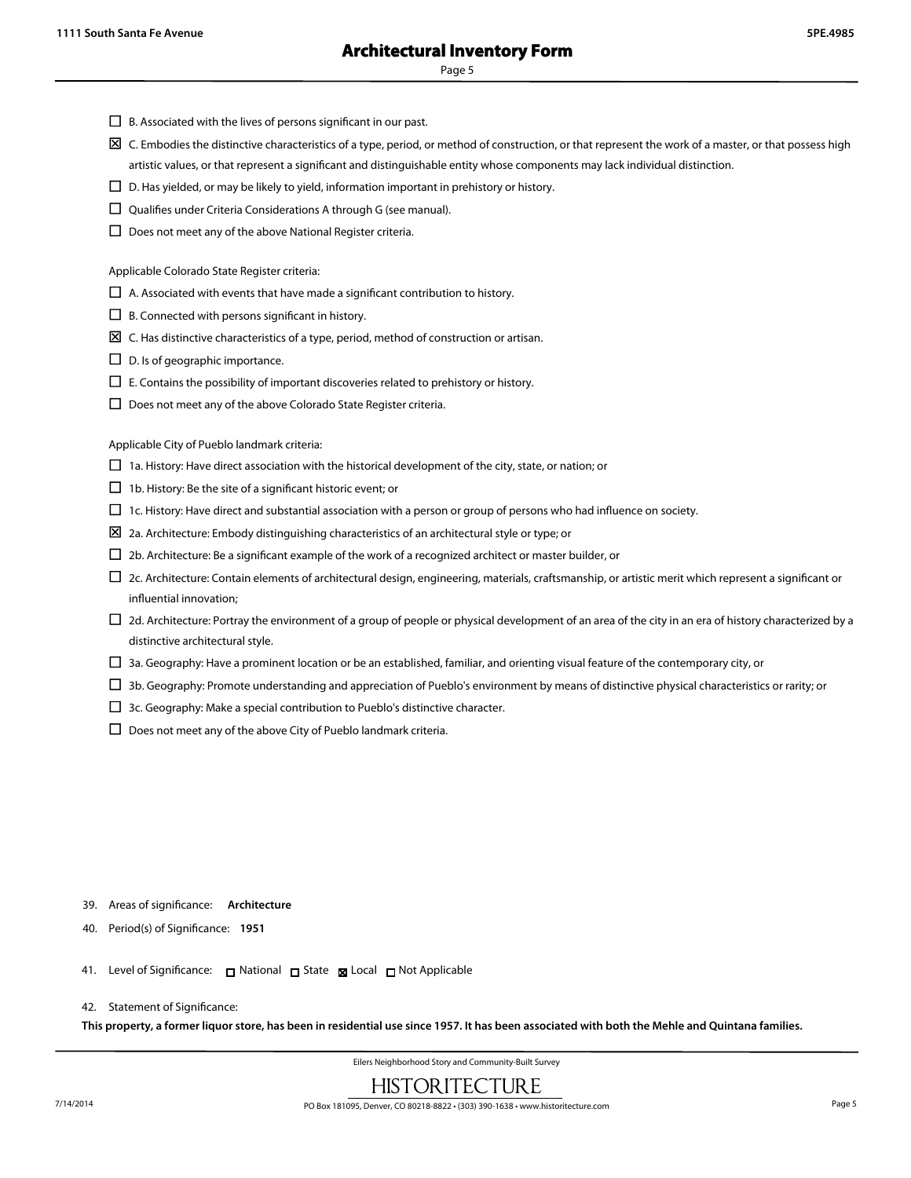- ☐ B. Associated with the lives of persons significant in our past.
- ☒ C. Embodies the distinctive characteristics of a type, period, or method of construction, or that represent the work of a master, or that possess high artistic values, or that represent a significant and distinguishable entity whose components may lack individual distinction.
- ☐ D. Has yielded, or may be likely to yield, information important in prehistory or history.
- ☐ Qualifies under Criteria Considerations A through G (see manual).
- ☐ Does not meet any of the above National Register criteria.

Applicable Colorado State Register criteria:

- ☐ A. Associated with events that have made a significant contribution to history.
- ☐ B. Connected with persons significant in history.
- ☒ C. Has distinctive characteristics of a type, period, method of construction or artisan.
- ☐ D. Is of geographic importance.
- ☐ E. Contains the possibility of important discoveries related to prehistory or history.
- ☐ Does not meet any of the above Colorado State Register criteria.

Applicable City of Pueblo landmark criteria:

- ☐ 1a. History: Have direct association with the historical development of the city, state, or nation; or
- ☐ 1b. History: Be the site of a significant historic event; or
- ☐ 1c. History: Have direct and substantial association with a person or group of persons who had influence on society.
- ☒ 2a. Architecture: Embody distinguishing characteristics of an architectural style or type; or
- ☐ 2b. Architecture: Be a significant example of the work of a recognized architect or master builder, or
- ☐ 2c. Architecture: Contain elements of architectural design, engineering, materials, craftsmanship, or artistic merit which represent a significant or influential innovation;
- ☐ 2d. Architecture: Portray the environment of a group of people or physical development of an area of the city in an era of history characterized by a distinctive architectural style.
- ☐ 3a. Geography: Have a prominent location or be an established, familiar, and orienting visual feature of the contemporary city, or
- ☐ 3b. Geography: Promote understanding and appreciation of Pueblo's environment by means of distinctive physical characteristics or rarity; or
- ☐ 3c. Geography: Make a special contribution to Pueblo's distinctive character.
- ☐ Does not meet any of the above City of Pueblo landmark criteria.

39. Areas of significance: **Architecture**

40. Period(s) of Significance: **1951**

41. Level of Significance: ☐ National ☐ State ☒ Local ☐ Not Applicable

42. Statement of Significance:

**This property, a former liquor store, has been in residential use since 1957. It has been associated with both the Mehle and Quintana families.**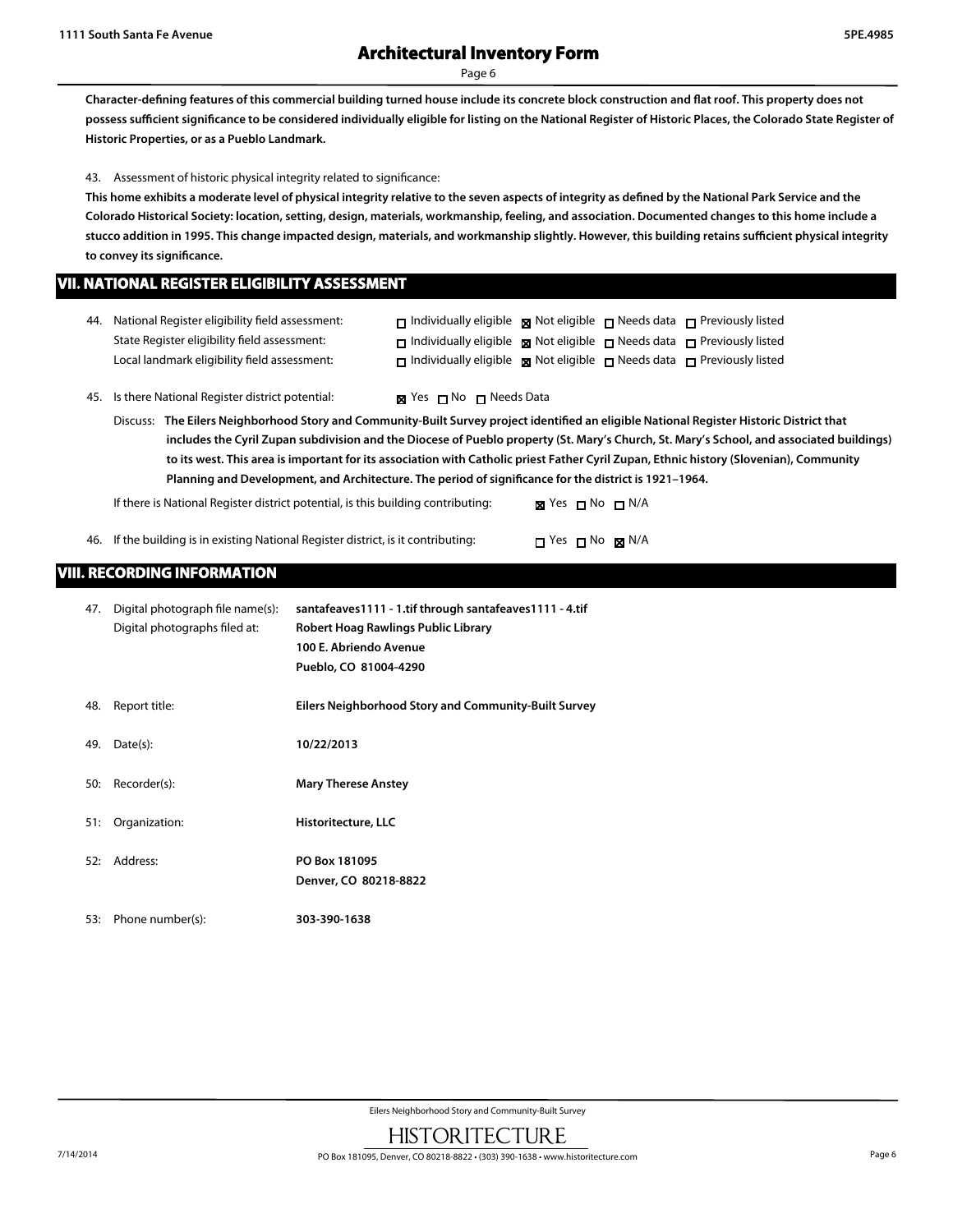**Character-defining features of this commercial building turned house include its concrete block construction and flat roof. This property does not possess sufficient significance to be considered individually eligible for listing on the National Register of Historic Places, the Colorado State Register of Historic Properties, or as a Pueblo Landmark.**

43. Assessment of historic physical integrity related to significance:

**This home exhibits a moderate level of physical integrity relative to the seven aspects of integrity as defined by the National Park Service and the Colorado Historical Society: location, setting, design, materials, workmanship, feeling, and association. Documented changes to this home include a stucco addition in 1995. This change impacted design, materials, and workmanship slightly. However, this building retains sufficient physical integrity to convey its significance.**

## VII. NATIONAL REGISTER ELIGIBILITY ASSESSMENT

44. National Register eligibility field assessment: ☐ Individually eligible ☒ Not eligible ☐ Needs data ☐ Previously listed
State Register eligibility field assessment: ☐ Individually eligible ☒ Not eligible ☐ Needs data ☐ Previously listed
Local landmark eligibility field assessment: ☐ Individually eligible ☒ Not eligible ☐ Needs data ☐ Previously listed

45. Is there National Register district potential: ☒ Yes ☐ No ☐ Needs Data

Discuss: **The Eilers Neighborhood Story and Community-Built Survey project identified an eligible National Register Historic District that includes the Cyril Zupan subdivision and the Diocese of Pueblo property (St. Mary's Church, St. Mary's School, and associated buildings) to its west. This area is important for its association with Catholic priest Father Cyril Zupan, Ethnic history (Slovenian), Community Planning and Development, and Architecture. The period of significance for the district is 1921–1964.**

If there is National Register district potential, is this building contributing: ☒ Yes ☐ No ☐ N/A

46. If the building is in existing National Register district, is it contributing: ☐ Yes ☐ No ☒ N/A

## VIII. RECORDING INFORMATION

47. Digital photograph file name(s): **santafeaves1111 - 1.tif through santafeaves1111 - 4.tif**
Digital photographs filed at: **Robert Hoag Rawlings Public Library**
**100 E. Abriendo Avenue**
**Pueblo, CO 81004-4290**

48. Report title: **Eilers Neighborhood Story and Community-Built Survey**

49. Date(s): **10/22/2013**

50: Recorder(s): **Mary Therese Anstey**

51: Organization: **Historitecture, LLC**

52: Address: **PO Box 181095**
**Denver, CO 80218-8822**

53: Phone number(s): **303-390-1638**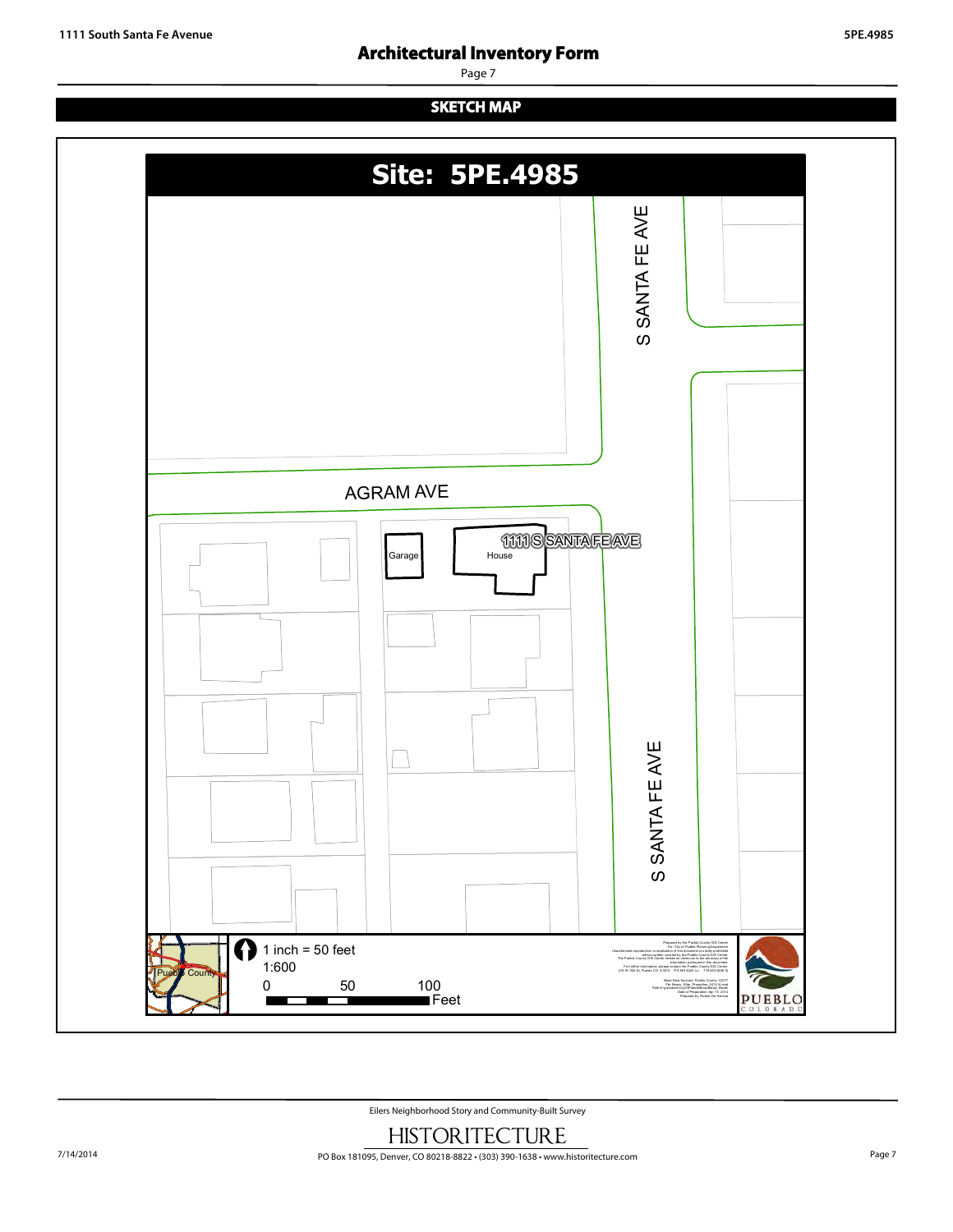## SKETCH MAP

# Site: 5PE.4985

S SANTA FE AVE

AGRAM AVE

1111 S SANTA FE AVE

Garage

House

S SANTA FE AVE

Pueblo County

1 inch = 50 feet

1:600

0 50 100 Feet

PUEBLO COLORADO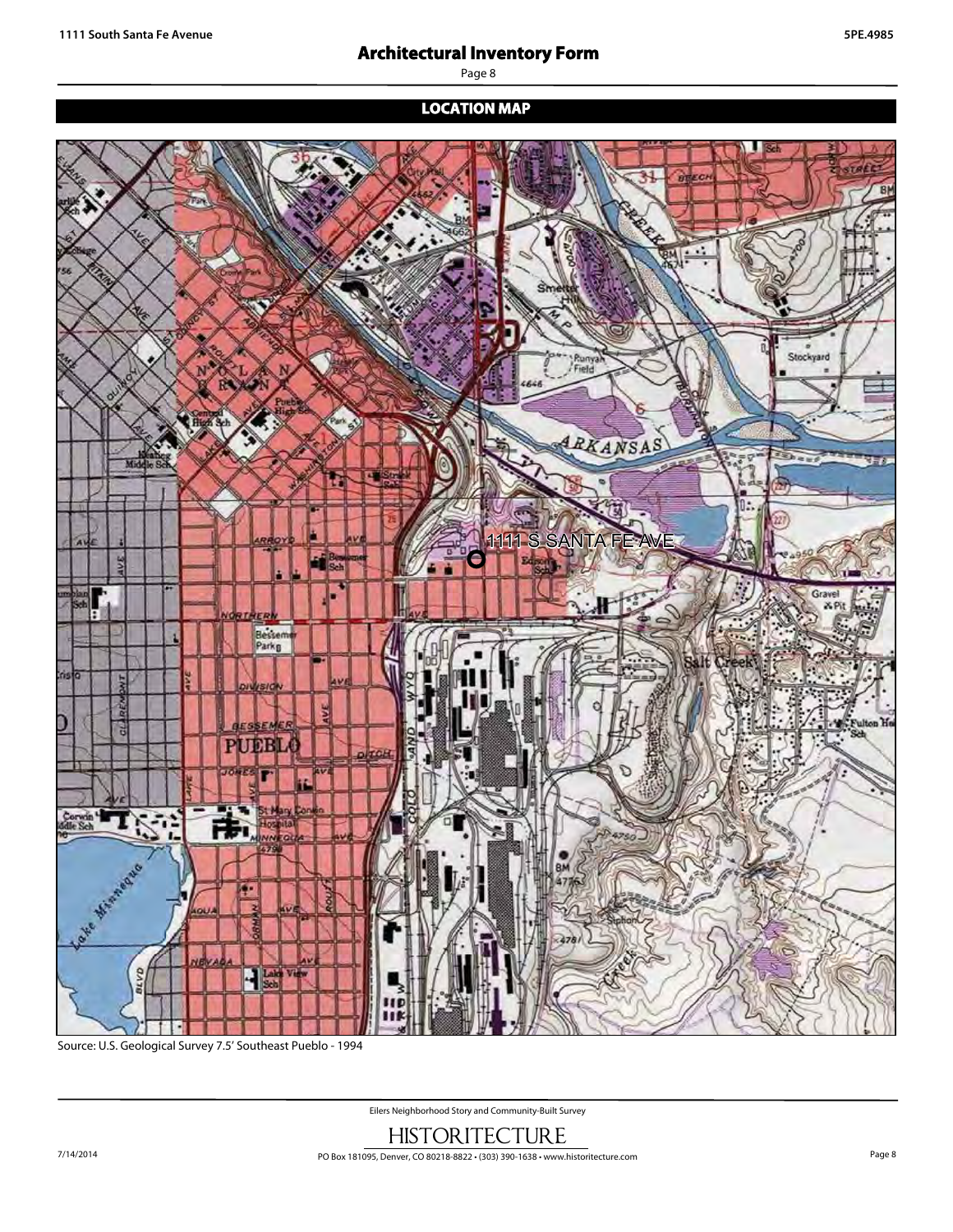## LOCATION MAP

1111 S SANTA FE AVE

Source: U.S. Geological Survey 7.5' Southeast Pueblo - 1994